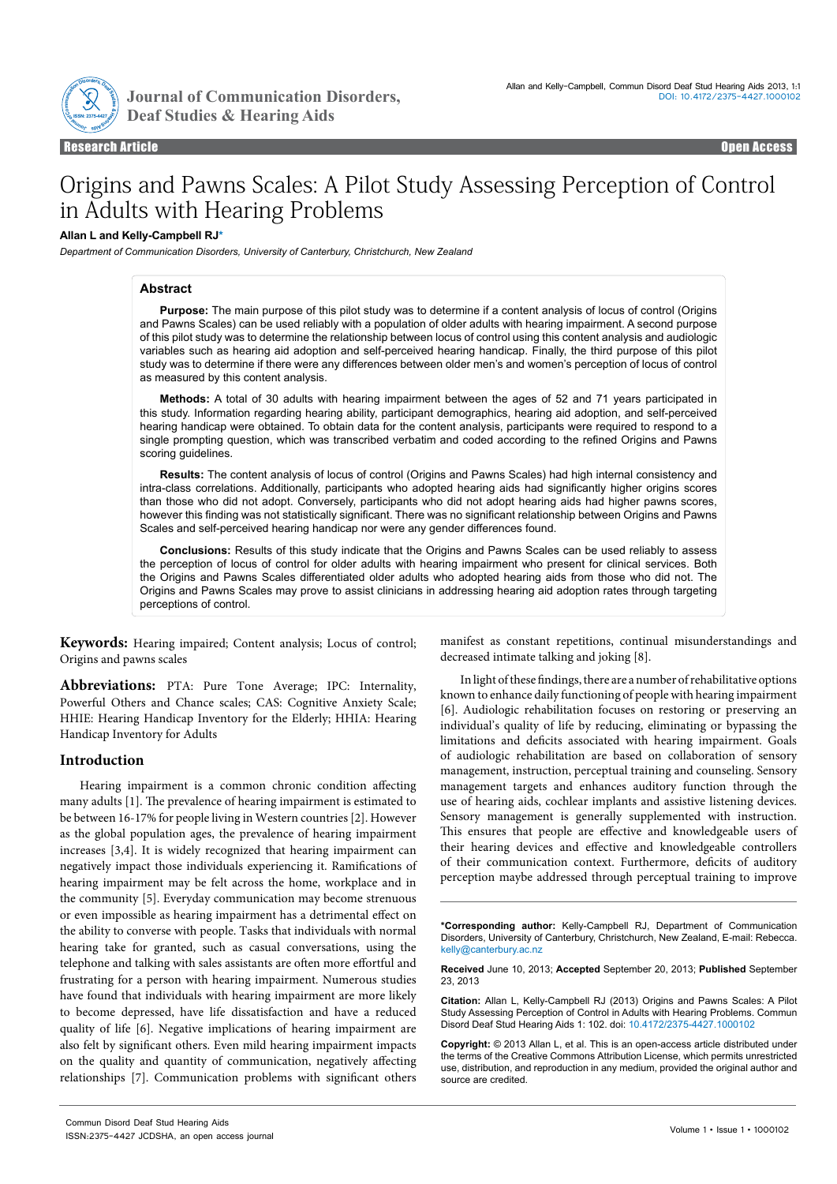Research Article | Open Access

# Origins and Pawns Scales: A Pilot Study Assessing Perception of Control in Adults with Hearing Problems

**Allan L and Kelly-Campbell RJ***

*Department of Communication Disorders, University of Canterbury, Christchurch, New Zealand*

## Abstract

**Purpose:** The main purpose of this pilot study was to determine if a content analysis of locus of control (Origins and Pawns Scales) can be used reliably with a population of older adults with hearing impairment. A second purpose of this pilot study was to determine the relationship between locus of control using this content analysis and audiologic variables such as hearing aid adoption and self-perceived hearing handicap. Finally, the third purpose of this pilot study was to determine if there were any differences between older men's and women's perception of locus of control as measured by this content analysis.

**Methods:** A total of 30 adults with hearing impairment between the ages of 52 and 71 years participated in this study. Information regarding hearing ability, participant demographics, hearing aid adoption, and self-perceived hearing handicap were obtained. To obtain data for the content analysis, participants were required to respond to a single prompting question, which was transcribed verbatim and coded according to the refined Origins and Pawns scoring guidelines.

**Results:** The content analysis of locus of control (Origins and Pawns Scales) had high internal consistency and intra-class correlations. Additionally, participants who adopted hearing aids had significantly higher origins scores than those who did not adopt. Conversely, participants who did not adopt hearing aids had higher pawns scores, however this finding was not statistically significant. There was no significant relationship between Origins and Pawns Scales and self-perceived hearing handicap nor were any gender differences found.

**Conclusions:** Results of this study indicate that the Origins and Pawns Scales can be used reliably to assess the perception of locus of control for older adults with hearing impairment who present for clinical services. Both the Origins and Pawns Scales differentiated older adults who adopted hearing aids from those who did not. The Origins and Pawns Scales may prove to assist clinicians in addressing hearing aid adoption rates through targeting perceptions of control.

**Keywords:** Hearing impaired; Content analysis; Locus of control; Origins and pawns scales

**Abbreviations:** PTA: Pure Tone Average; IPC: Internality, Powerful Others and Chance scales; CAS: Cognitive Anxiety Scale; HHIE: Hearing Handicap Inventory for the Elderly; HHIA: Hearing Handicap Inventory for Adults

## Introduction

Hearing impairment is a common chronic condition affecting many adults [1]. The prevalence of hearing impairment is estimated to be between 16-17% for people living in Western countries [2]. However as the global population ages, the prevalence of hearing impairment increases [3,4]. It is widely recognized that hearing impairment can negatively impact those individuals experiencing it. Ramifications of hearing impairment may be felt across the home, workplace and in the community [5]. Everyday communication may become strenuous or even impossible as hearing impairment has a detrimental effect on the ability to converse with people. Tasks that individuals with normal hearing take for granted, such as casual conversations, using the telephone and talking with sales assistants are often more effortful and frustrating for a person with hearing impairment. Numerous studies have found that individuals with hearing impairment are more likely to become depressed, have life dissatisfaction and have a reduced quality of life [6]. Negative implications of hearing impairment are also felt by significant others. Even mild hearing impairment impacts on the quality and quantity of communication, negatively affecting relationships [7]. Communication problems with significant others manifest as constant repetitions, continual misunderstandings and decreased intimate talking and joking [8].

In light of these findings, there are a number of rehabilitative options known to enhance daily functioning of people with hearing impairment [6]. Audiologic rehabilitation focuses on restoring or preserving an individual's quality of life by reducing, eliminating or bypassing the limitations and deficits associated with hearing impairment. Goals of audiologic rehabilitation are based on collaboration of sensory management, instruction, perceptual training and counseling. Sensory management targets and enhances auditory function through the use of hearing aids, cochlear implants and assistive listening devices. Sensory management is generally supplemented with instruction. This ensures that people are effective and knowledgeable users of their hearing devices and effective and knowledgeable controllers of their communication context. Furthermore, deficits of auditory perception maybe addressed through perceptual training to improve

---

***Corresponding author:** Kelly-Campbell RJ, Department of Communication Disorders, University of Canterbury, Christchurch, New Zealand, E-mail: Rebecca.kelly@canterbury.ac.nz

**Received** June 10, 2013; **Accepted** September 20, 2013; **Published** September 23, 2013

**Citation:** Allan L, Kelly-Campbell RJ (2013) Origins and Pawns Scales: A Pilot Study Assessing Perception of Control in Adults with Hearing Problems. Commun Disord Deaf Stud Hearing Aids 1: 102. doi: 10.4172/2375-4427.1000102

**Copyright:** © 2013 Allan L, et al. This is an open-access article distributed under the terms of the Creative Commons Attribution License, which permits unrestricted use, distribution, and reproduction in any medium, provided the original author and source are credited.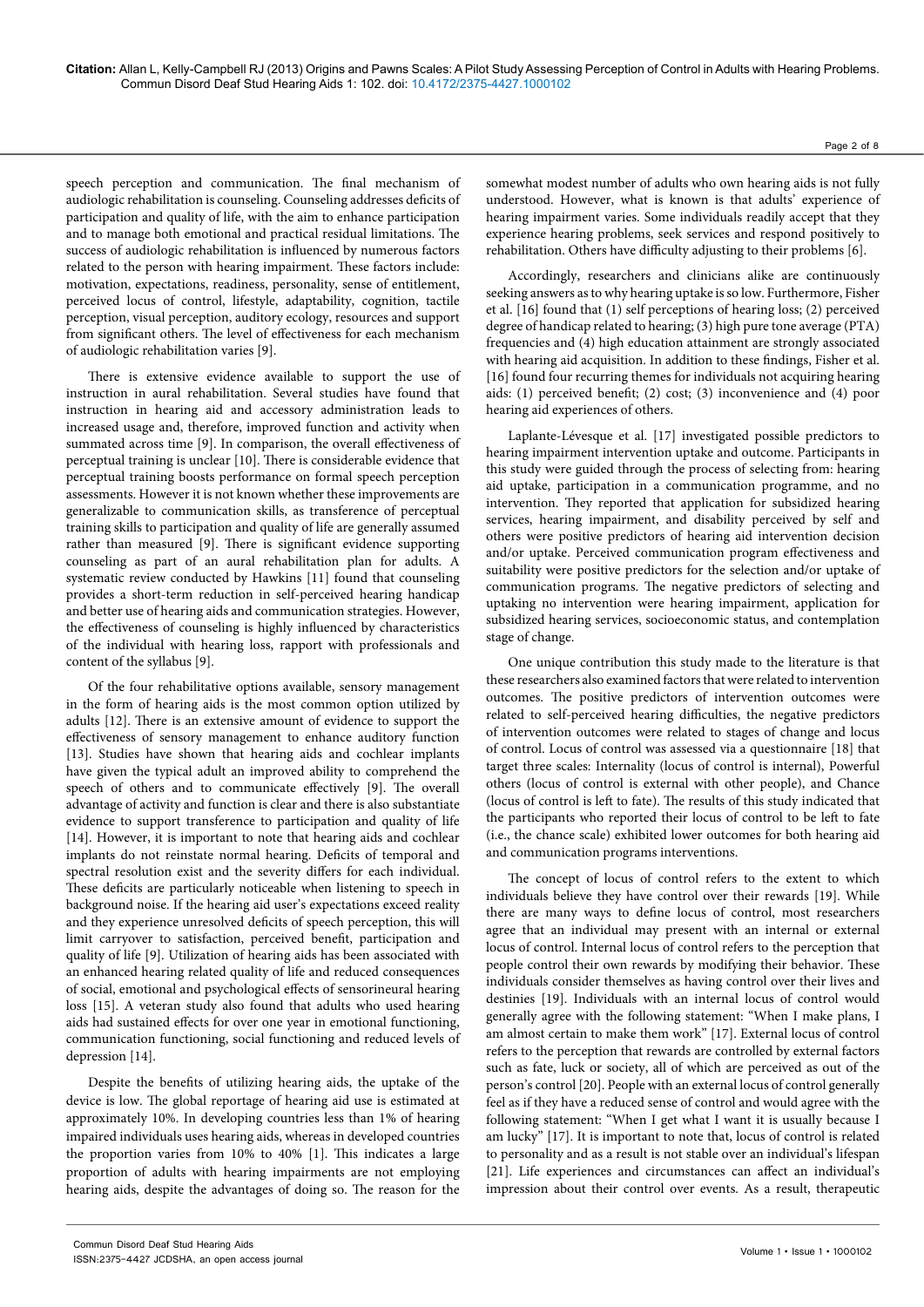speech perception and communication. The final mechanism of audiologic rehabilitation is counseling. Counseling addresses deficits of participation and quality of life, with the aim to enhance participation and to manage both emotional and practical residual limitations. The success of audiologic rehabilitation is influenced by numerous factors related to the person with hearing impairment. These factors include: motivation, expectations, readiness, personality, sense of entitlement, perceived locus of control, lifestyle, adaptability, cognition, tactile perception, visual perception, auditory ecology, resources and support from significant others. The level of effectiveness for each mechanism of audiologic rehabilitation varies [9].

There is extensive evidence available to support the use of instruction in aural rehabilitation. Several studies have found that instruction in hearing aid and accessory administration leads to increased usage and, therefore, improved function and activity when summated across time [9]. In comparison, the overall effectiveness of perceptual training is unclear [10]. There is considerable evidence that perceptual training boosts performance on formal speech perception assessments. However it is not known whether these improvements are generalizable to communication skills, as transference of perceptual training skills to participation and quality of life are generally assumed rather than measured [9]. There is significant evidence supporting counseling as part of an aural rehabilitation plan for adults. A systematic review conducted by Hawkins [11] found that counseling provides a short-term reduction in self-perceived hearing handicap and better use of hearing aids and communication strategies. However, the effectiveness of counseling is highly influenced by characteristics of the individual with hearing loss, rapport with professionals and content of the syllabus [9].

Of the four rehabilitative options available, sensory management in the form of hearing aids is the most common option utilized by adults [12]. There is an extensive amount of evidence to support the effectiveness of sensory management to enhance auditory function [13]. Studies have shown that hearing aids and cochlear implants have given the typical adult an improved ability to comprehend the speech of others and to communicate effectively [9]. The overall advantage of activity and function is clear and there is also substantiate evidence to support transference to participation and quality of life [14]. However, it is important to note that hearing aids and cochlear implants do not reinstate normal hearing. Deficits of temporal and spectral resolution exist and the severity differs for each individual. These deficits are particularly noticeable when listening to speech in background noise. If the hearing aid user's expectations exceed reality and they experience unresolved deficits of speech perception, this will limit carryover to satisfaction, perceived benefit, participation and quality of life [9]. Utilization of hearing aids has been associated with an enhanced hearing related quality of life and reduced consequences of social, emotional and psychological effects of sensorineural hearing loss [15]. A veteran study also found that adults who used hearing aids had sustained effects for over one year in emotional functioning, communication functioning, social functioning and reduced levels of depression [14].

Despite the benefits of utilizing hearing aids, the uptake of the device is low. The global reportage of hearing aid use is estimated at approximately 10%. In developing countries less than 1% of hearing impaired individuals uses hearing aids, whereas in developed countries the proportion varies from 10% to 40% [1]. This indicates a large proportion of adults with hearing impairments are not employing hearing aids, despite the advantages of doing so. The reason for the somewhat modest number of adults who own hearing aids is not fully understood. However, what is known is that adults' experience of hearing impairment varies. Some individuals readily accept that they experience hearing problems, seek services and respond positively to rehabilitation. Others have difficulty adjusting to their problems [6].

Accordingly, researchers and clinicians alike are continuously seeking answers as to why hearing uptake is so low. Furthermore, Fisher et al. [16] found that (1) self perceptions of hearing loss; (2) perceived degree of handicap related to hearing; (3) high pure tone average (PTA) frequencies and (4) high education attainment are strongly associated with hearing aid acquisition. In addition to these findings, Fisher et al. [16] found four recurring themes for individuals not acquiring hearing aids: (1) perceived benefit; (2) cost; (3) inconvenience and (4) poor hearing aid experiences of others.

Laplante-Lévesque et al. [17] investigated possible predictors to hearing impairment intervention uptake and outcome. Participants in this study were guided through the process of selecting from: hearing aid uptake, participation in a communication programme, and no intervention. They reported that application for subsidized hearing services, hearing impairment, and disability perceived by self and others were positive predictors of hearing aid intervention decision and/or uptake. Perceived communication program effectiveness and suitability were positive predictors for the selection and/or uptake of communication programs. The negative predictors of selecting and uptaking no intervention were hearing impairment, application for subsidized hearing services, socioeconomic status, and contemplation stage of change.

One unique contribution this study made to the literature is that these researchers also examined factors that were related to intervention outcomes. The positive predictors of intervention outcomes were related to self-perceived hearing difficulties, the negative predictors of intervention outcomes were related to stages of change and locus of control. Locus of control was assessed via a questionnaire [18] that target three scales: Internality (locus of control is internal), Powerful others (locus of control is external with other people), and Chance (locus of control is left to fate). The results of this study indicated that the participants who reported their locus of control to be left to fate (i.e., the chance scale) exhibited lower outcomes for both hearing aid and communication programs interventions.

The concept of locus of control refers to the extent to which individuals believe they have control over their rewards [19]. While there are many ways to define locus of control, most researchers agree that an individual may present with an internal or external locus of control. Internal locus of control refers to the perception that people control their own rewards by modifying their behavior. These individuals consider themselves as having control over their lives and destinies [19]. Individuals with an internal locus of control would generally agree with the following statement: "When I make plans, I am almost certain to make them work" [17]. External locus of control refers to the perception that rewards are controlled by external factors such as fate, luck or society, all of which are perceived as out of the person's control [20]. People with an external locus of control generally feel as if they have a reduced sense of control and would agree with the following statement: "When I get what I want it is usually because I am lucky" [17]. It is important to note that, locus of control is related to personality and as a result is not stable over an individual's lifespan [21]. Life experiences and circumstances can affect an individual's impression about their control over events. As a result, therapeutic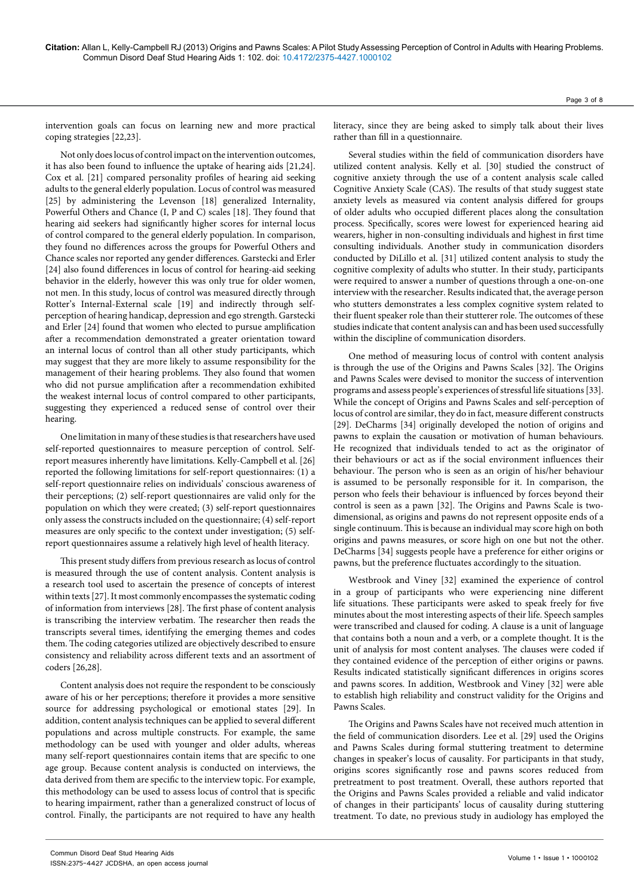intervention goals can focus on learning new and more practical coping strategies [22,23].

Not only does locus of control impact on the intervention outcomes, it has also been found to influence the uptake of hearing aids [21,24]. Cox et al. [21] compared personality profiles of hearing aid seeking adults to the general elderly population. Locus of control was measured [25] by administering the Levenson [18] generalized Internality, Powerful Others and Chance (I, P and C) scales [18]. They found that hearing aid seekers had significantly higher scores for internal locus of control compared to the general elderly population. In comparison, they found no differences across the groups for Powerful Others and Chance scales nor reported any gender differences. Garstecki and Erler [24] also found differences in locus of control for hearing-aid seeking behavior in the elderly, however this was only true for older women, not men. In this study, locus of control was measured directly through Rotter's Internal-External scale [19] and indirectly through self-perception of hearing handicap, depression and ego strength. Garstecki and Erler [24] found that women who elected to pursue amplification after a recommendation demonstrated a greater orientation toward an internal locus of control than all other study participants, which may suggest that they are more likely to assume responsibility for the management of their hearing problems. They also found that women who did not pursue amplification after a recommendation exhibited the weakest internal locus of control compared to other participants, suggesting they experienced a reduced sense of control over their hearing.

One limitation in many of these studies is that researchers have used self-reported questionnaires to measure perception of control. Self-report measures inherently have limitations. Kelly-Campbell et al. [26] reported the following limitations for self-report questionnaires: (1) a self-report questionnaire relies on individuals' conscious awareness of their perceptions; (2) self-report questionnaires are valid only for the population on which they were created; (3) self-report questionnaires only assess the constructs included on the questionnaire; (4) self-report measures are only specific to the context under investigation; (5) self-report questionnaires assume a relatively high level of health literacy.

This present study differs from previous research as locus of control is measured through the use of content analysis. Content analysis is a research tool used to ascertain the presence of concepts of interest within texts [27]. It most commonly encompasses the systematic coding of information from interviews [28]. The first phase of content analysis is transcribing the interview verbatim. The researcher then reads the transcripts several times, identifying the emerging themes and codes them. The coding categories utilized are objectively described to ensure consistency and reliability across different texts and an assortment of coders [26,28].

Content analysis does not require the respondent to be consciously aware of his or her perceptions; therefore it provides a more sensitive source for addressing psychological or emotional states [29]. In addition, content analysis techniques can be applied to several different populations and across multiple constructs. For example, the same methodology can be used with younger and older adults, whereas many self-report questionnaires contain items that are specific to one age group. Because content analysis is conducted on interviews, the data derived from them are specific to the interview topic. For example, this methodology can be used to assess locus of control that is specific to hearing impairment, rather than a generalized construct of locus of control. Finally, the participants are not required to have any health literacy, since they are being asked to simply talk about their lives rather than fill in a questionnaire.

Several studies within the field of communication disorders have utilized content analysis. Kelly et al. [30] studied the construct of cognitive anxiety through the use of a content analysis scale called Cognitive Anxiety Scale (CAS). The results of that study suggest state anxiety levels as measured via content analysis differed for groups of older adults who occupied different places along the consultation process. Specifically, scores were lowest for experienced hearing aid wearers, higher in non-consulting individuals and highest in first time consulting individuals. Another study in communication disorders conducted by DiLillo et al. [31] utilized content analysis to study the cognitive complexity of adults who stutter. In their study, participants were required to answer a number of questions through a one-on-one interview with the researcher. Results indicated that, the average person who stutters demonstrates a less complex cognitive system related to their fluent speaker role than their stutterer role. The outcomes of these studies indicate that content analysis can and has been used successfully within the discipline of communication disorders.

One method of measuring locus of control with content analysis is through the use of the Origins and Pawns Scales [32]. The Origins and Pawns Scales were devised to monitor the success of intervention programs and assess people's experiences of stressful life situations [33]. While the concept of Origins and Pawns Scales and self-perception of locus of control are similar, they do in fact, measure different constructs [29]. DeCharms [34] originally developed the notion of origins and pawns to explain the causation or motivation of human behaviours. He recognized that individuals tended to act as the originator of their behaviours or act as if the social environment influences their behaviour. The person who is seen as an origin of his/her behaviour is assumed to be personally responsible for it. In comparison, the person who feels their behaviour is influenced by forces beyond their control is seen as a pawn [32]. The Origins and Pawns Scale is two-dimensional, as origins and pawns do not represent opposite ends of a single continuum. This is because an individual may score high on both origins and pawns measures, or score high on one but not the other. DeCharms [34] suggests people have a preference for either origins or pawns, but the preference fluctuates accordingly to the situation.

Westbrook and Viney [32] examined the experience of control in a group of participants who were experiencing nine different life situations. These participants were asked to speak freely for five minutes about the most interesting aspects of their life. Speech samples were transcribed and claused for coding. A clause is a unit of language that contains both a noun and a verb, or a complete thought. It is the unit of analysis for most content analyses. The clauses were coded if they contained evidence of the perception of either origins or pawns. Results indicated statistically significant differences in origins scores and pawns scores. In addition, Westbrook and Viney [32] were able to establish high reliability and construct validity for the Origins and Pawns Scales.

The Origins and Pawns Scales have not received much attention in the field of communication disorders. Lee et al. [29] used the Origins and Pawns Scales during formal stuttering treatment to determine changes in speaker's locus of causality. For participants in that study, origins scores significantly rose and pawns scores reduced from pretreatment to post treatment. Overall, these authors reported that the Origins and Pawns Scales provided a reliable and valid indicator of changes in their participants' locus of causality during stuttering treatment. To date, no previous study in audiology has employed the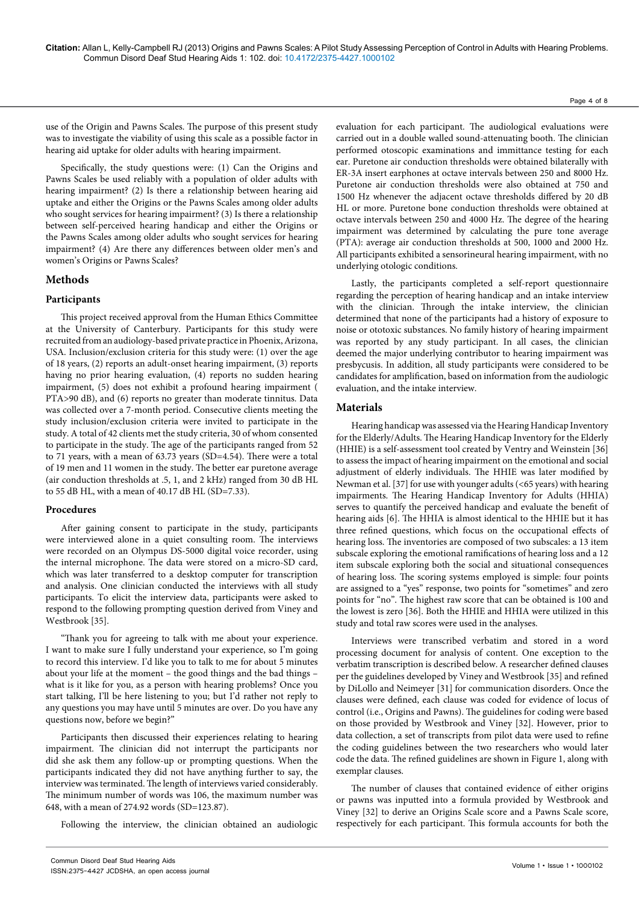use of the Origin and Pawns Scales. The purpose of this present study was to investigate the viability of using this scale as a possible factor in hearing aid uptake for older adults with hearing impairment.

Specifically, the study questions were: (1) Can the Origins and Pawns Scales be used reliably with a population of older adults with hearing impairment? (2) Is there a relationship between hearing aid uptake and either the Origins or the Pawns Scales among older adults who sought services for hearing impairment? (3) Is there a relationship between self-perceived hearing handicap and either the Origins or the Pawns Scales among older adults who sought services for hearing impairment? (4) Are there any differences between older men's and women's Origins or Pawns Scales?

## Methods

### Participants

This project received approval from the Human Ethics Committee at the University of Canterbury. Participants for this study were recruited from an audiology-based private practice in Phoenix, Arizona, USA. Inclusion/exclusion criteria for this study were: (1) over the age of 18 years, (2) reports an adult-onset hearing impairment, (3) reports having no prior hearing evaluation, (4) reports no sudden hearing impairment, (5) does not exhibit a profound hearing impairment ( PTA>90 dB), and (6) reports no greater than moderate tinnitus. Data was collected over a 7-month period. Consecutive clients meeting the study inclusion/exclusion criteria were invited to participate in the study. A total of 42 clients met the study criteria, 30 of whom consented to participate in the study. The age of the participants ranged from 52 to 71 years, with a mean of 63.73 years (SD=4.54). There were a total of 19 men and 11 women in the study. The better ear puretone average (air conduction thresholds at .5, 1, and 2 kHz) ranged from 30 dB HL to 55 dB HL, with a mean of 40.17 dB HL (SD=7.33).

### Procedures

After gaining consent to participate in the study, participants were interviewed alone in a quiet consulting room. The interviews were recorded on an Olympus DS-5000 digital voice recorder, using the internal microphone. The data were stored on a micro-SD card, which was later transferred to a desktop computer for transcription and analysis. One clinician conducted the interviews with all study participants. To elicit the interview data, participants were asked to respond to the following prompting question derived from Viney and Westbrook [35].

"Thank you for agreeing to talk with me about your experience. I want to make sure I fully understand your experience, so I'm going to record this interview. I'd like you to talk to me for about 5 minutes about your life at the moment – the good things and the bad things – what is it like for you, as a person with hearing problems? Once you start talking, I'll be here listening to you; but I'd rather not reply to any questions you may have until 5 minutes are over. Do you have any questions now, before we begin?"

Participants then discussed their experiences relating to hearing impairment. The clinician did not interrupt the participants nor did she ask them any follow-up or prompting questions. When the participants indicated they did not have anything further to say, the interview was terminated. The length of interviews varied considerably. The minimum number of words was 106, the maximum number was 648, with a mean of 274.92 words (SD=123.87).

Following the interview, the clinician obtained an audiologic evaluation for each participant. The audiological evaluations were carried out in a double walled sound-attenuating booth. The clinician performed otoscopic examinations and immittance testing for each ear. Puretone air conduction thresholds were obtained bilaterally with ER-3A insert earphones at octave intervals between 250 and 8000 Hz. Puretone air conduction thresholds were also obtained at 750 and 1500 Hz whenever the adjacent octave thresholds differed by 20 dB HL or more. Puretone bone conduction thresholds were obtained at octave intervals between 250 and 4000 Hz. The degree of the hearing impairment was determined by calculating the pure tone average (PTA): average air conduction thresholds at 500, 1000 and 2000 Hz. All participants exhibited a sensorineural hearing impairment, with no underlying otologic conditions.

Lastly, the participants completed a self-report questionnaire regarding the perception of hearing handicap and an intake interview with the clinician. Through the intake interview, the clinician determined that none of the participants had a history of exposure to noise or ototoxic substances. No family history of hearing impairment was reported by any study participant. In all cases, the clinician deemed the major underlying contributor to hearing impairment was presbycusis. In addition, all study participants were considered to be candidates for amplification, based on information from the audiologic evaluation, and the intake interview.

## Materials

Hearing handicap was assessed via the Hearing Handicap Inventory for the Elderly/Adults. The Hearing Handicap Inventory for the Elderly (HHIE) is a self-assessment tool created by Ventry and Weinstein [36] to assess the impact of hearing impairment on the emotional and social adjustment of elderly individuals. The HHIE was later modified by Newman et al. [37] for use with younger adults (<65 years) with hearing impairments. The Hearing Handicap Inventory for Adults (HHIA) serves to quantify the perceived handicap and evaluate the benefit of hearing aids [6]. The HHIA is almost identical to the HHIE but it has three refined questions, which focus on the occupational effects of hearing loss. The inventories are composed of two subscales: a 13 item subscale exploring the emotional ramifications of hearing loss and a 12 item subscale exploring both the social and situational consequences of hearing loss. The scoring systems employed is simple: four points are assigned to a "yes" response, two points for "sometimes" and zero points for "no". The highest raw score that can be obtained is 100 and the lowest is zero [36]. Both the HHIE and HHIA were utilized in this study and total raw scores were used in the analyses.

Interviews were transcribed verbatim and stored in a word processing document for analysis of content. One exception to the verbatim transcription is described below. A researcher defined clauses per the guidelines developed by Viney and Westbrook [35] and refined by DiLollo and Neimeyer [31] for communication disorders. Once the clauses were defined, each clause was coded for evidence of locus of control (i.e., Origins and Pawns). The guidelines for coding were based on those provided by Westbrook and Viney [32]. However, prior to data collection, a set of transcripts from pilot data were used to refine the coding guidelines between the two researchers who would later code the data. The refined guidelines are shown in Figure 1, along with exemplar clauses.

The number of clauses that contained evidence of either origins or pawns was inputted into a formula provided by Westbrook and Viney [32] to derive an Origins Scale score and a Pawns Scale score, respectively for each participant. This formula accounts for both the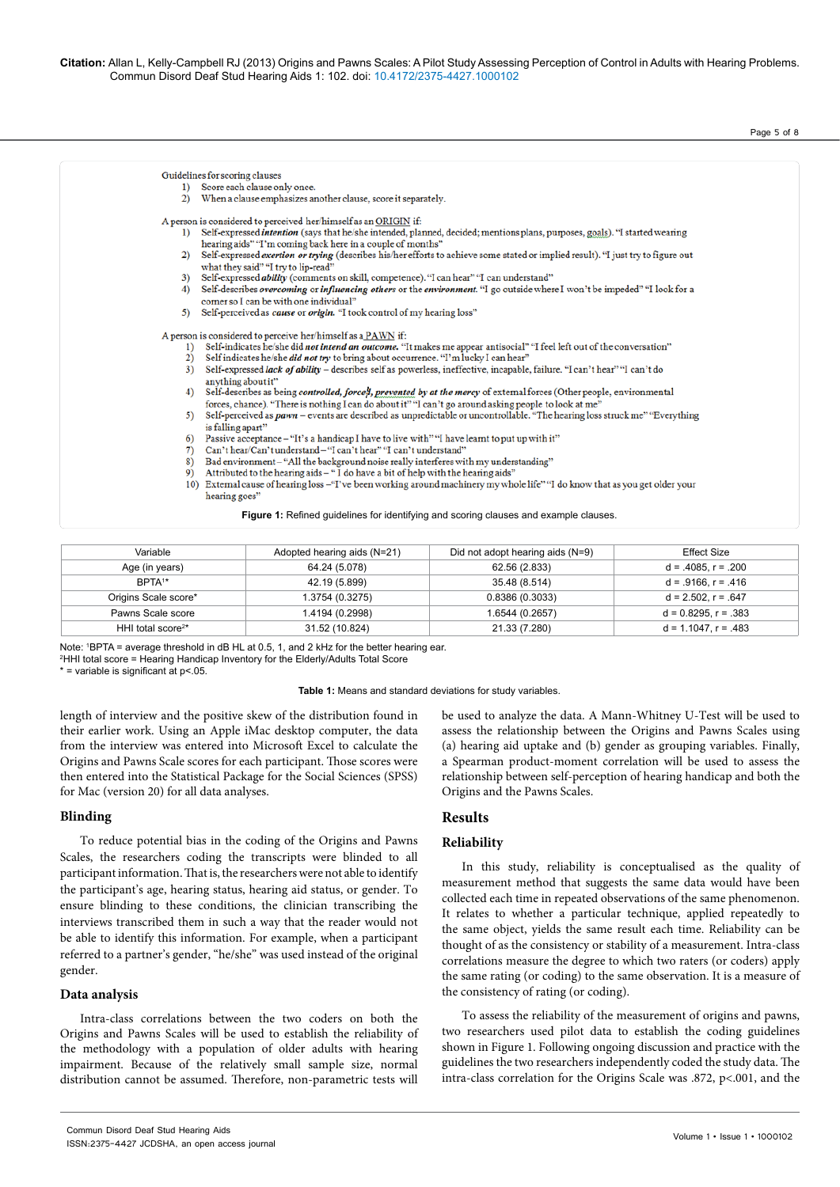Guidelines for scoring clauses

1) Score each clause only once.
2) When a clause emphasizes another clause, score it separately.

A person is considered to perceived her/himself as an ORIGIN if:

1) Self-expressed ***intention*** (says that he/she intended, planned, decided; mentions plans, purposes, goals). "I started wearing hearing aids" "I'm coming back here in a couple of months"
2) Self-expressed ***exertion*** or ***trying*** (describes his/her efforts to achieve some stated or implied result). "I just try to figure out what they said" "I try to lip-read"
3) Self-expressed ***ability*** (comments on skill, competence). "I can hear" "I can understand"
4) Self-describes ***overcoming*** or ***influencing others*** or the ***environment***. "I go outside where I won't be impeded" "I look for a corner so I can be with one individual"
5) Self-perceived as ***cause*** or ***origin***. "I took control of my hearing loss"

A person is considered to perceive her/himself as a PAWN if:

1) Self-indicates he/she did ***not intend an outcome***. "It makes me appear antisocial" "I feel left out of the conversation"
2) Self indicates he/she ***did not try*** to bring about occurrence. "I'm lucky I can hear"
3) Self-expressed ***lack of ability*** – describes self as powerless, ineffective, incapable, failure. "I can't hear" "I can't do anything about it"
4) Self-describes as being ***controlled, forced, prevented by at the mercy*** of external forces (Other people, environmental forces, chance). "There is nothing I can do about it" "I can't go around asking people to look at me"
5) Self-perceived as ***pawn*** – events are described as unpredictable or uncontrollable. "The hearing loss struck me" "Everything is falling apart"
6) Passive acceptance – "It's a handicap I have to live with" "I have learnt to put up with it"
7) Can't hear/Can't understand – "I can't hear" "I can't understand"
8) Bad environment – "All the background noise really interferes with my understanding"
9) Attributed to the hearing aids – " I do have a bit of help with the hearing aids"
10) External cause of hearing loss – "I've been working around machinery my whole life" "I do know that as you get older your hearing goes"

**Figure 1:** Refined guidelines for identifying and scoring clauses and example clauses.

| Variable | Adopted hearing aids (N=21) | Did not adopt hearing aids (N=9) | Effect Size |
|---|---|---|---|
| Age (in years) | 64.24 (5.078) | 62.56 (2.833) | d = .4085, r = .200 |
| BPTA[1]* | 42.19 (5.899) | 35.48 (8.514) | d = .9166, r = .416 |
| Origins Scale score* | 1.3754 (0.3275) | 0.8386 (0.3033) | d = 2.502, r = .647 |
| Pawns Scale score | 1.4194 (0.2998) | 1.6544 (0.2657) | d = 0.8295, r = .383 |
| HHI total score[2]* | 31.52 (10.824) | 21.33 (7.280) | d = 1.1047, r = .483 |

Note: [1]BPTA = average threshold in dB HL at 0.5, 1, and 2 kHz for the better hearing ear.
[2]HHI total score = Hearing Handicap Inventory for the Elderly/Adults Total Score
\* = variable is significant at p<.05.

**Table 1:** Means and standard deviations for study variables.

length of interview and the positive skew of the distribution found in their earlier work. Using an Apple iMac desktop computer, the data from the interview was entered into Microsoft Excel to calculate the Origins and Pawns Scale scores for each participant. Those scores were then entered into the Statistical Package for the Social Sciences (SPSS) for Mac (version 20) for all data analyses.

## Blinding

To reduce potential bias in the coding of the Origins and Pawns Scales, the researchers coding the transcripts were blinded to all participant information. That is, the researchers were not able to identify the participant's age, hearing status, hearing aid status, or gender. To ensure blinding to these conditions, the clinician transcribing the interviews transcribed them in such a way that the reader would not be able to identify this information. For example, when a participant referred to a partner's gender, "he/she" was used instead of the original gender.

## Data analysis

Intra-class correlations between the two coders on both the Origins and Pawns Scales will be used to establish the reliability of the methodology with a population of older adults with hearing impairment. Because of the relatively small sample size, normal distribution cannot be assumed. Therefore, non-parametric tests will be used to analyze the data. A Mann-Whitney U-Test will be used to assess the relationship between the Origins and Pawns Scales using (a) hearing aid uptake and (b) gender as grouping variables. Finally, a Spearman product-moment correlation will be used to assess the relationship between self-perception of hearing handicap and both the Origins and the Pawns Scales.

# Results

## Reliability

In this study, reliability is conceptualised as the quality of measurement method that suggests the same data would have been collected each time in repeated observations of the same phenomenon. It relates to whether a particular technique, applied repeatedly to the same object, yields the same result each time. Reliability can be thought of as the consistency or stability of a measurement. Intra-class correlations measure the degree to which two raters (or coders) apply the same rating (or coding) to the same observation. It is a measure of the consistency of rating (or coding).

To assess the reliability of the measurement of origins and pawns, two researchers used pilot data to establish the coding guidelines shown in Figure 1. Following ongoing discussion and practice with the guidelines the two researchers independently coded the study data. The intra-class correlation for the Origins Scale was .872, $p<.001$, and the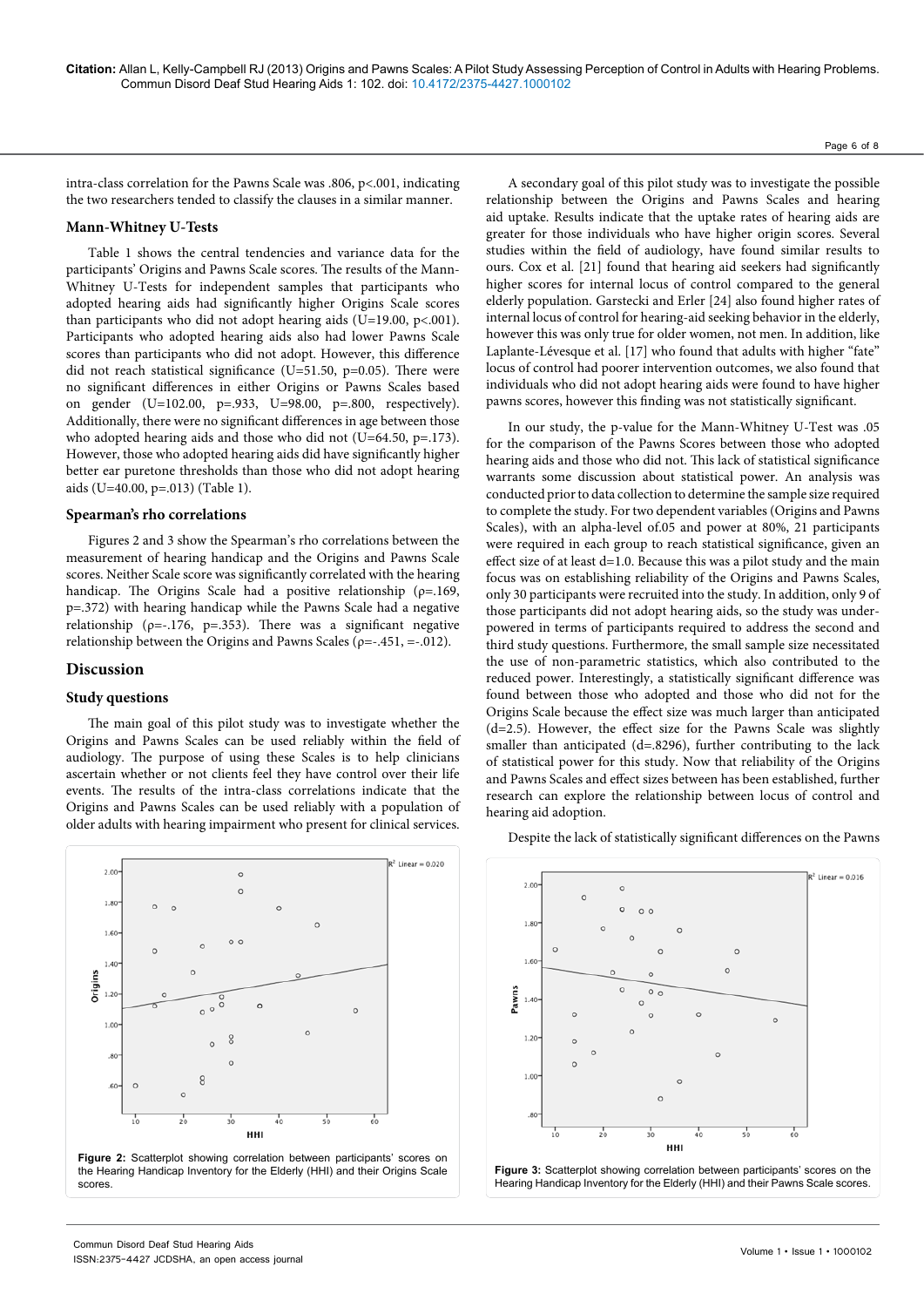intra-class correlation for the Pawns Scale was .806, $p<.001$, indicating the two researchers tended to classify the clauses in a similar manner.

### Mann-Whitney U-Tests

Table 1 shows the central tendencies and variance data for the participants' Origins and Pawns Scale scores. The results of the Mann-Whitney U-Tests for independent samples that participants who adopted hearing aids had significantly higher Origins Scale scores than participants who did not adopt hearing aids ($U=19.00$, $p<.001$). Participants who adopted hearing aids also had lower Pawns Scale scores than participants who did not adopt. However, this difference did not reach statistical significance ($U=51.50$, $p=0.05$). There were no significant differences in either Origins or Pawns Scales based on gender ($U=102.00$, $p=.933$, $U=98.00$, $p=.800$, respectively). Additionally, there were no significant differences in age between those who adopted hearing aids and those who did not ($U=64.50$, $p=.173$). However, those who adopted hearing aids did have significantly higher better ear puretone thresholds than those who did not adopt hearing aids ($U=40.00$, $p=.013$) (Table 1).

### Spearman's rho correlations

Figures 2 and 3 show the Spearman's rho correlations between the measurement of hearing handicap and the Origins and Pawns Scale scores. Neither Scale score was significantly correlated with the hearing handicap. The Origins Scale had a positive relationship ($\rho=.169$, $p=.372$) with hearing handicap while the Pawns Scale had a negative relationship ($\rho=-.176$, $p=.353$). There was a significant negative relationship between the Origins and Pawns Scales ($\rho=-.451$, $=-.012$).

## Discussion

### Study questions

The main goal of this pilot study was to investigate whether the Origins and Pawns Scales can be used reliably within the field of audiology. The purpose of using these Scales is to help clinicians ascertain whether or not clients feel they have control over their life events. The results of the intra-class correlations indicate that the Origins and Pawns Scales can be used reliably with a population of older adults with hearing impairment who present for clinical services.

Figure 2: Scatterplot showing correlation between participants' scores on the Hearing Handicap Inventory for the Elderly (HHI) and their Origins Scale scores.

A secondary goal of this pilot study was to investigate the possible relationship between the Origins and Pawns Scales and hearing aid uptake. Results indicate that the uptake rates of hearing aids are greater for those individuals who have higher origin scores. Several studies within the field of audiology, have found similar results to ours. Cox et al. [21] found that hearing aid seekers had significantly higher scores for internal locus of control compared to the general elderly population. Garstecki and Erler [24] also found higher rates of internal locus of control for hearing-aid seeking behavior in the elderly, however this was only true for older women, not men. In addition, like Laplante-Lévesque et al. [17] who found that adults with higher "fate" locus of control had poorer intervention outcomes, we also found that individuals who did not adopt hearing aids were found to have higher pawns scores, however this finding was not statistically significant.

In our study, the p-value for the Mann-Whitney U-Test was .05 for the comparison of the Pawns Scores between those who adopted hearing aids and those who did not. This lack of statistical significance warrants some discussion about statistical power. An analysis was conducted prior to data collection to determine the sample size required to complete the study. For two dependent variables (Origins and Pawns Scales), with an alpha-level of.05 and power at 80%, 21 participants were required in each group to reach statistical significance, given an effect size of at least $d=1.0$. Because this was a pilot study and the main focus was on establishing reliability of the Origins and Pawns Scales, only 30 participants were recruited into the study. In addition, only 9 of those participants did not adopt hearing aids, so the study was under-powered in terms of participants required to address the second and third study questions. Furthermore, the small sample size necessitated the use of non-parametric statistics, which also contributed to the reduced power. Interestingly, a statistically significant difference was found between those who adopted and those who did not for the Origins Scale because the effect size was much larger than anticipated ($d=2.5$). However, the effect size for the Pawns Scale was slightly smaller than anticipated ($d=.8296$), further contributing to the lack of statistical power for this study. Now that reliability of the Origins and Pawns Scales and effect sizes between has been established, further research can explore the relationship between locus of control and hearing aid adoption.

Despite the lack of statistically significant differences on the Pawns

Figure 3: Scatterplot showing correlation between participants' scores on the Hearing Handicap Inventory for the Elderly (HHI) and their Pawns Scale scores.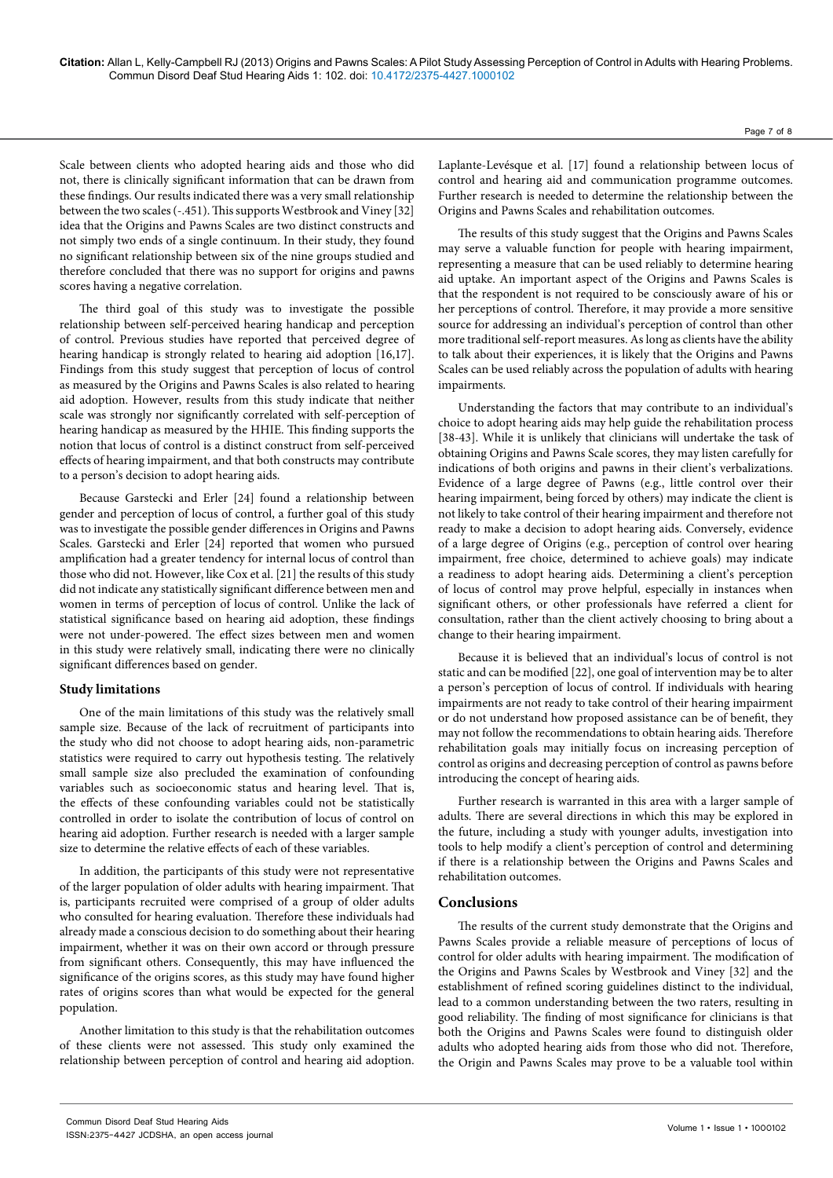Scale between clients who adopted hearing aids and those who did not, there is clinically significant information that can be drawn from these findings. Our results indicated there was a very small relationship between the two scales (-.451). This supports Westbrook and Viney [32] idea that the Origins and Pawns Scales are two distinct constructs and not simply two ends of a single continuum. In their study, they found no significant relationship between six of the nine groups studied and therefore concluded that there was no support for origins and pawns scores having a negative correlation.

The third goal of this study was to investigate the possible relationship between self-perceived hearing handicap and perception of control. Previous studies have reported that perceived degree of hearing handicap is strongly related to hearing aid adoption [16,17]. Findings from this study suggest that perception of locus of control as measured by the Origins and Pawns Scales is also related to hearing aid adoption. However, results from this study indicate that neither scale was strongly nor significantly correlated with self-perception of hearing handicap as measured by the HHIE. This finding supports the notion that locus of control is a distinct construct from self-perceived effects of hearing impairment, and that both constructs may contribute to a person's decision to adopt hearing aids.

Because Garstecki and Erler [24] found a relationship between gender and perception of locus of control, a further goal of this study was to investigate the possible gender differences in Origins and Pawns Scales. Garstecki and Erler [24] reported that women who pursued amplification had a greater tendency for internal locus of control than those who did not. However, like Cox et al. [21] the results of this study did not indicate any statistically significant difference between men and women in terms of perception of locus of control. Unlike the lack of statistical significance based on hearing aid adoption, these findings were not under-powered. The effect sizes between men and women in this study were relatively small, indicating there were no clinically significant differences based on gender.

### Study limitations

One of the main limitations of this study was the relatively small sample size. Because of the lack of recruitment of participants into the study who did not choose to adopt hearing aids, non-parametric statistics were required to carry out hypothesis testing. The relatively small sample size also precluded the examination of confounding variables such as socioeconomic status and hearing level. That is, the effects of these confounding variables could not be statistically controlled in order to isolate the contribution of locus of control on hearing aid adoption. Further research is needed with a larger sample size to determine the relative effects of each of these variables.

In addition, the participants of this study were not representative of the larger population of older adults with hearing impairment. That is, participants recruited were comprised of a group of older adults who consulted for hearing evaluation. Therefore these individuals had already made a conscious decision to do something about their hearing impairment, whether it was on their own accord or through pressure from significant others. Consequently, this may have influenced the significance of the origins scores, as this study may have found higher rates of origins scores than what would be expected for the general population.

Another limitation to this study is that the rehabilitation outcomes of these clients were not assessed. This study only examined the relationship between perception of control and hearing aid adoption. Laplante-Levésque et al. [17] found a relationship between locus of control and hearing aid and communication programme outcomes. Further research is needed to determine the relationship between the Origins and Pawns Scales and rehabilitation outcomes.

The results of this study suggest that the Origins and Pawns Scales may serve a valuable function for people with hearing impairment, representing a measure that can be used reliably to determine hearing aid uptake. An important aspect of the Origins and Pawns Scales is that the respondent is not required to be consciously aware of his or her perceptions of control. Therefore, it may provide a more sensitive source for addressing an individual's perception of control than other more traditional self-report measures. As long as clients have the ability to talk about their experiences, it is likely that the Origins and Pawns Scales can be used reliably across the population of adults with hearing impairments.

Understanding the factors that may contribute to an individual's choice to adopt hearing aids may help guide the rehabilitation process [38-43]. While it is unlikely that clinicians will undertake the task of obtaining Origins and Pawns Scale scores, they may listen carefully for indications of both origins and pawns in their client's verbalizations. Evidence of a large degree of Pawns (e.g., little control over their hearing impairment, being forced by others) may indicate the client is not likely to take control of their hearing impairment and therefore not ready to make a decision to adopt hearing aids. Conversely, evidence of a large degree of Origins (e.g., perception of control over hearing impairment, free choice, determined to achieve goals) may indicate a readiness to adopt hearing aids. Determining a client's perception of locus of control may prove helpful, especially in instances when significant others, or other professionals have referred a client for consultation, rather than the client actively choosing to bring about a change to their hearing impairment.

Because it is believed that an individual's locus of control is not static and can be modified [22], one goal of intervention may be to alter a person's perception of locus of control. If individuals with hearing impairments are not ready to take control of their hearing impairment or do not understand how proposed assistance can be of benefit, they may not follow the recommendations to obtain hearing aids. Therefore rehabilitation goals may initially focus on increasing perception of control as origins and decreasing perception of control as pawns before introducing the concept of hearing aids.

Further research is warranted in this area with a larger sample of adults. There are several directions in which this may be explored in the future, including a study with younger adults, investigation into tools to help modify a client's perception of control and determining if there is a relationship between the Origins and Pawns Scales and rehabilitation outcomes.

## Conclusions

The results of the current study demonstrate that the Origins and Pawns Scales provide a reliable measure of perceptions of locus of control for older adults with hearing impairment. The modification of the Origins and Pawns Scales by Westbrook and Viney [32] and the establishment of refined scoring guidelines distinct to the individual, lead to a common understanding between the two raters, resulting in good reliability. The finding of most significance for clinicians is that both the Origins and Pawns Scales were found to distinguish older adults who adopted hearing aids from those who did not. Therefore, the Origin and Pawns Scales may prove to be a valuable tool within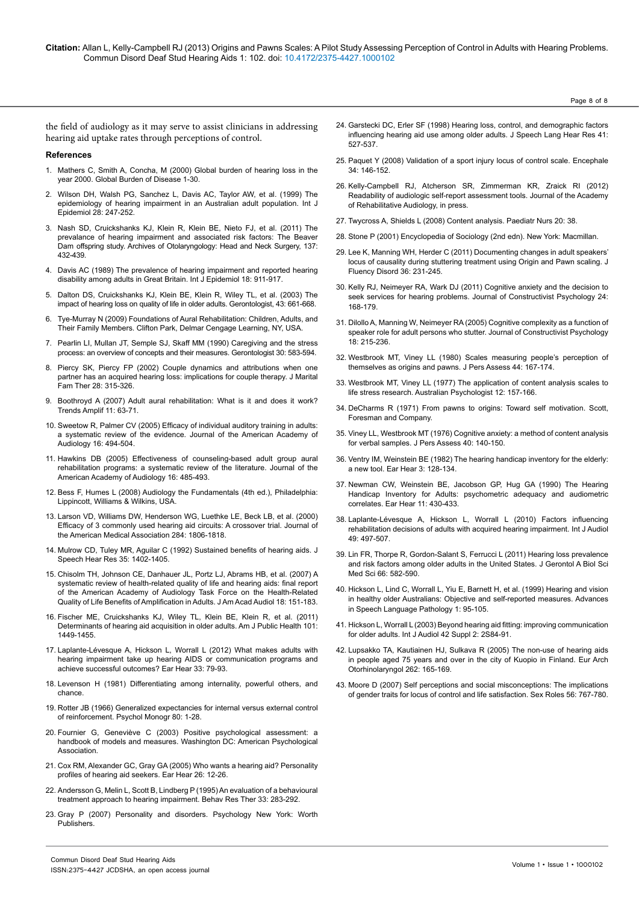the field of audiology as it may serve to assist clinicians in addressing hearing aid uptake rates through perceptions of control.

## References

1. Mathers C, Smith A, Concha, M (2000) Global burden of hearing loss in the year 2000. Global Burden of Disease 1-30.
2. Wilson DH, Walsh PG, Sanchez L, Davis AC, Taylor AW, et al. (1999) The epidemiology of hearing impairment in an Australian adult population. Int J Epidemiol 28: 247-252.
3. Nash SD, Cruickshanks KJ, Klein R, Klein BE, Nieto FJ, et al. (2011) The prevalence of hearing impairment and associated risk factors: The Beaver Dam offspring study. Archives of Otolaryngology: Head and Neck Surgery, 137: 432-439.
4. Davis AC (1989) The prevalence of hearing impairment and reported hearing disability among adults in Great Britain. Int J Epidemiol 18: 911-917.
5. Dalton DS, Cruickshanks KJ, Klein BE, Klein R, Wiley TL, et al. (2003) The impact of hearing loss on quality of life in older adults. Gerontologist, 43: 661-668.
6. Tye-Murray N (2009) Foundations of Aural Rehabilitation: Children, Adults, and Their Family Members. Clifton Park, Delmar Cengage Learning, NY, USA.
7. Pearlin LI, Mullan JT, Semple SJ, Skaff MM (1990) Caregiving and the stress process: an overview of concepts and their measures. Gerontologist 30: 583-594.
8. Piercy SK, Piercy FP (2002) Couple dynamics and attributions when one partner has an acquired hearing loss: implications for couple therapy. J Marital Fam Ther 28: 315-326.
9. Boothroyd A (2007) Adult aural rehabilitation: What is it and does it work? Trends Amplif 11: 63-71.
10. Sweetow R, Palmer CV (2005) Efficacy of individual auditory training in adults: a systematic review of the evidence. Journal of the American Academy of Audiology 16: 494-504.
11. Hawkins DB (2005) Effectiveness of counseling-based adult group aural rehabilitation programs: a systematic review of the literature. Journal of the American Academy of Audiology 16: 485-493.
12. Bess F, Humes L (2008) Audiology the Fundamentals (4th ed.), Philadelphia: Lippincott, Williams & Wilkins, USA.
13. Larson VD, Williams DW, Henderson WG, Luethke LE, Beck LB, et al. (2000) Efficacy of 3 commonly used hearing aid circuits: A crossover trial. Journal of the American Medical Association 284: 1806-1818.
14. Mulrow CD, Tuley MR, Aguilar C (1992) Sustained benefits of hearing aids. J Speech Hear Res 35: 1402-1405.
15. Chisolm TH, Johnson CE, Danhauer JL, Portz LJ, Abrams HB, et al. (2007) A systematic review of health-related quality of life and hearing aids: final report of the American Academy of Audiology Task Force on the Health-Related Quality of Life Benefits of Amplification in Adults. J Am Acad Audiol 18: 151-183.
16. Fischer ME, Cruickshanks KJ, Wiley TL, Klein BE, Klein R, et al. (2011) Determinants of hearing aid acquisition in older adults. Am J Public Health 101: 1449-1455.
17. Laplante-Lévesque A, Hickson L, Worrall L (2012) What makes adults with hearing impairment take up hearing AIDS or communication programs and achieve successful outcomes? Ear Hear 33: 79-93.
18. Levenson H (1981) Differentiating among internality, powerful others, and chance.
19. Rotter JB (1966) Generalized expectancies for internal versus external control of reinforcement. Psychol Monogr 80: 1-28.
20. Fournier G, Geneviève C (2003) Positive psychological assessment: a handbook of models and measures. Washington DC: American Psychological Association.
21. Cox RM, Alexander GC, Gray GA (2005) Who wants a hearing aid? Personality profiles of hearing aid seekers. Ear Hear 26: 12-26.
22. Andersson G, Melin L, Scott B, Lindberg P (1995) An evaluation of a behavioural treatment approach to hearing impairment. Behav Res Ther 33: 283-292.
23. Gray P (2007) Personality and disorders. Psychology New York: Worth Publishers.
24. Garstecki DC, Erler SF (1998) Hearing loss, control, and demographic factors influencing hearing aid use among older adults. J Speech Lang Hear Res 41: 527-537.
25. Paquet Y (2008) Validation of a sport injury locus of control scale. Encephale 34: 146-152.
26. Kelly-Campbell RJ, Atcherson SR, Zimmerman KR, Zraick RI (2012) Readability of audiologic self-report assessment tools. Journal of the Academy of Rehabilitative Audiology, in press.
27. Twycross A, Shields L (2008) Content analysis. Paediatr Nurs 20: 38.
28. Stone P (2001) Encyclopedia of Sociology (2nd edn). New York: Macmillan.
29. Lee K, Manning WH, Herder C (2011) Documenting changes in adult speakers' locus of causality during stuttering treatment using Origin and Pawn scaling. J Fluency Disord 36: 231-245.
30. Kelly RJ, Neimeyer RA, Wark DJ (2011) Cognitive anxiety and the decision to seek services for hearing problems. Journal of Constructivist Psychology 24: 168-179.
31. Dilollo A, Manning W, Neimeyer RA (2005) Cognitive complexity as a function of speaker role for adult persons who stutter. Journal of Constructivist Psychology 18: 215-236.
32. Westbrook MT, Viney LL (1980) Scales measuring people's perception of themselves as origins and pawns. J Pers Assess 44: 167-174.
33. Westbrook MT, Viney LL (1977) The application of content analysis scales to life stress research. Australian Psychologist 12: 157-166.
34. DeCharms R (1971) From pawns to origins: Toward self motivation. Scott, Foresman and Company.
35. Viney LL, Westbrook MT (1976) Cognitive anxiety: a method of content analysis for verbal samples. J Pers Assess 40: 140-150.
36. Ventry IM, Weinstein BE (1982) The hearing handicap inventory for the elderly: a new tool. Ear Hear 3: 128-134.
37. Newman CW, Weinstein BE, Jacobson GP, Hug GA (1990) The Hearing Handicap Inventory for Adults: psychometric adequacy and audiometric correlates. Ear Hear 11: 430-433.
38. Laplante-Lévesque A, Hickson L, Worrall L (2010) Factors influencing rehabilitation decisions of adults with acquired hearing impairment. Int J Audiol 49: 497-507.
39. Lin FR, Thorpe R, Gordon-Salant S, Ferrucci L (2011) Hearing loss prevalence and risk factors among older adults in the United States. J Gerontol A Biol Sci Med Sci 66: 582-590.
40. Hickson L, Lind C, Worrall L, Yiu E, Barnett H, et al. (1999) Hearing and vision in healthy older Australians: Objective and self-reported measures. Advances in Speech Language Pathology 1: 95-105.
41. Hickson L, Worrall L (2003) Beyond hearing aid fitting: improving communication for older adults. Int J Audiol 42 Suppl 2: 2S84-91.
42. Lupsakko TA, Kautiainen HJ, Sulkava R (2005) The non-use of hearing aids in people aged 75 years and over in the city of Kuopio in Finland. Eur Arch Otorhinolaryngol 262: 165-169.
43. Moore D (2007) Self perceptions and social misconceptions: The implications of gender traits for locus of control and life satisfaction. Sex Roles 56: 767-780.